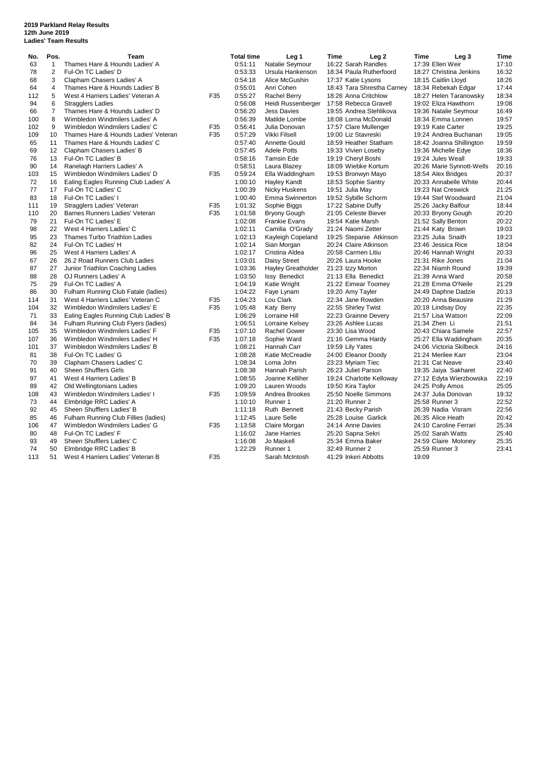**2019 Parkland Relay Results**
**12th June 2019**
**Ladies' Team Results**

| No. | Pos. | Team | | Total time | Leg 1 | Time | Leg 2 | Time | Leg 3 | Time |
|---|---|---|---|---|---|---|---|---|---|---|
| 63 | 1 | Thames Hare & Hounds Ladies' A | | 0:51:11 | Natalie Seymour | 16:22 | Sarah Randles | 17:39 | Ellen Weir | 17:10 |
| 78 | 2 | Ful-On TC Ladies' D | | 0:53:33 | Ursula Hankenson | 18:34 | Paula Rutherfoord | 18:27 | Christina Jenkins | 16:32 |
| 68 | 3 | Clapham Chasers Ladies' A | | 0:54:18 | Alice McGushin | 17:37 | Katie Lysons | 18:15 | Caitlin Lloyd | 18:26 |
| 64 | 4 | Thames Hare & Hounds Ladies' B | | 0:55:01 | Anri Cohen | 18:43 | Tara Shrestha Carney | 18:34 | Rebekah Edgar | 17:44 |
| 112 | 5 | West 4 Harriers Ladies' Veteran A | F35 | 0:55:27 | Rachel Berry | 18:26 | Anna Critchlow | 18:27 | Helen Taranowsky | 18:34 |
| 94 | 6 | Stragglers Ladies | | 0:56:08 | Heidi Russenberger | 17:58 | Rebecca Gravell | 19:02 | Eliza Hawthorn | 19:08 |
| 66 | 7 | Thames Hare & Hounds Ladies' D | | 0:56:20 | Jess Davies | 19:55 | Andrea Stehlikova | 19:36 | Natalie Seymour | 16:49 |
| 100 | 8 | Wimbledon Windmilers Ladies' A | | 0:56:39 | Matilde Lombe | 18:08 | Lorna McDonald | 18:34 | Emma Lonnen | 19:57 |
| 102 | 9 | Wimbledon Windmilers Ladies' C | F35 | 0:56:41 | Julia Donovan | 17:57 | Clare Mullenger | 19:19 | Kate Carter | 19:25 |
| 109 | 10 | Thames Hare & Hounds Ladies' Veteran | F35 | 0:57:29 | Vikki Filsell | 19:00 | Liz Stavreski | 19:24 | Andrea Buchanan | 19:05 |
| 65 | 11 | Thames Hare & Hounds Ladies' C | | 0:57:40 | Annette Gould | 18:59 | Heather Statham | 18:42 | Joanna Shillington | 19:59 |
| 69 | 12 | Clapham Chasers Ladies' B | | 0:57:45 | Adele Potts | 19:33 | Vivien Loseby | 19:36 | Michelle Edye | 18:36 |
| 76 | 13 | Ful-On TC Ladies' B | | 0:58:16 | Tamsin Ede | 19:19 | Cheryl Boshi | 19:24 | Jules Weall | 19:33 |
| 90 | 14 | Ranelagh Harriers Ladies' A | | 0:58:51 | Laura Blazey | 18:09 | Wiebke Kortum | 20:26 | Marie Synnott-Wells | 20:16 |
| 103 | 15 | Wimbledon Windmilers Ladies' D | F35 | 0:59:24 | Ella Waddingham | 19:53 | Bronwyn Mayo | 18:54 | Alex Bridges | 20:37 |
| 72 | 16 | Ealing Eagles Running Club Ladies' A | | 1:00:10 | Hayley Kandt | 18:53 | Sophie Santry | 20:33 | Annabelle White | 20:44 |
| 77 | 17 | Ful-On TC Ladies' C | | 1:00:39 | Nicky Huskens | 19:51 | Julia May | 19:23 | Nat Creswick | 21:25 |
| 83 | 18 | Ful-On TC Ladies' I | | 1:00:40 | Emma Swinnerton | 19:52 | Sybille Schorm | 19:44 | Stef Woodward | 21:04 |
| 111 | 19 | Stragglers Ladies' Veteran | F35 | 1:01:32 | Sophie Biggs | 17:22 | Sabine Duffy | 25:26 | Jacky Balfour | 18:44 |
| 110 | 20 | Barnes Runners Ladies' Veteran | F35 | 1:01:58 | Bryony Gough | 21:05 | Celeste Biever | 20:33 | Bryony Gough | 20:20 |
| 79 | 21 | Ful-On TC Ladies' E | | 1:02:08 | Frankie Evans | 19:54 | Katie Marsh | 21:52 | Sally Benton | 20:22 |
| 98 | 22 | West 4 Harriers Ladies' C | | 1:02:11 | Camilia O'Grady | 21:24 | Naomi Zetter | 21:44 | Katy Brown | 19:03 |
| 95 | 23 | Thames Turbo Triathlon Ladies | | 1:02:13 | Kayleigh Copeland | 19:25 | Stepanie Atkinson | 23:25 | Julia Snaith | 19:23 |
| 82 | 24 | Ful-On TC Ladies' H | | 1:02:14 | Sian Morgan | 20:24 | Claire Atkinson | 23:46 | Jessica Rice | 18:04 |
| 96 | 25 | West 4 Harriers Ladies' A | | 1:02:17 | Cristina Aldea | 20:58 | Carmen Litiu | 20:46 | Hannah Wright | 20:33 |
| 67 | 26 | 26.2 Road Runners Club Ladies | | 1:03:01 | Daisy Street | 20:26 | Laura Hooke | 21:31 | Rike Jones | 21:04 |
| 87 | 27 | Junior Triathlon Coaching Ladies | | 1:03:36 | Hayley Greatholder | 21:23 | Izzy Morton | 22:34 | Niamh Round | 19:39 |
| 88 | 28 | OJ Runners Ladies' A | | 1:03:50 | Issy Benedict | 21:13 | Ella Benedict | 21:39 | Anna Ward | 20:58 |
| 75 | 29 | Ful-On TC Ladies' A | | 1:04:19 | Katie Wright | 21:22 | Eimear Toomey | 21:28 | Emma O'Neile | 21:29 |
| 86 | 30 | Fulham Running Club Fatale (ladies) | | 1:04:22 | Faye Lynam | 19:20 | Amy Tayler | 24:49 | Daphne Dadzie | 20:13 |
| 114 | 31 | West 4 Harriers Ladies' Veteran C | F35 | 1:04:23 | Lou Clark | 22:34 | Jane Rowden | 20:20 | Anna Beausire | 21:29 |
| 104 | 32 | Wimbledon Windmilers Ladies' E | F35 | 1:05:48 | Katy Berry | 22:55 | Shirley Twist | 20:18 | Lindsay Doy | 22:35 |
| 71 | 33 | Ealing Eagles Running Club Ladies' B | | 1:06:29 | Lorraine Hill | 22:23 | Grainne Devery | 21:57 | Lisa Watson | 22:09 |
| 84 | 34 | Fulham Running Club Flyers (ladies) | | 1:06:51 | Lorraine Kelsey | 23:26 | Ashlee Lucas | 21:34 | Zhen Li | 21:51 |
| 105 | 35 | Wimbledon Windmilers Ladies' F | F35 | 1:07:10 | Rachel Gower | 23:30 | Lisa Wood | 20:43 | Chiara Samele | 22:57 |
| 107 | 36 | Wimbledon Windmilers Ladies' H | F35 | 1:07:18 | Sophie Ward | 21:16 | Gemma Hardy | 25:27 | Ella Waddingham | 20:35 |
| 101 | 37 | Wimbledon Windmilers Ladies' B | | 1:08:21 | Hannah Carr | 19:59 | Lily Yates | 24:06 | Victoria Skilbeck | 24:16 |
| 81 | 38 | Ful-On TC Ladies' G | | 1:08:28 | Katie McCreadie | 24:00 | Eleanor Doody | 21:24 | Merilee Karr | 23:04 |
| 70 | 39 | Clapham Chasers Ladies' C | | 1:08:34 | Lorna John | 23:23 | Myriam Tiec | 21:31 | Cat Neave | 23:40 |
| 91 | 40 | Sheen Shufflers Girls | | 1:08:38 | Hannah Parish | 26:23 | Juliet Parson | 19:35 | Jaiya Sakharet | 22:40 |
| 97 | 41 | West 4 Harriers Ladies' B | | 1:08:55 | Joanne Kelliher | 19:24 | Charlotte Kelloway | 27:12 | Edyta Wierzbowska | 22:19 |
| 89 | 42 | Old Wellingtonians Ladies | | 1:09:20 | Lauren Woods | 19:50 | Kira Taylor | 24:25 | Polly Amos | 25:05 |
| 108 | 43 | Wimbledon Windmilers Ladies' I | F35 | 1:09:59 | Andrea Brookes | 25:50 | Noelle Simmons | 24:37 | Julia Donovan | 19:32 |
| 73 | 44 | Elmbridge RRC Ladies' A | | 1:10:10 | Runner 1 | 21:20 | Runner 2 | 25:58 | Runner 3 | 22:52 |
| 92 | 45 | Sheen Shufflers Ladies' B | | 1:11:18 | Ruth Bennett | 21:43 | Becky Parish | 26:39 | Nadia Visram | 22:56 |
| 85 | 46 | Fulham Running Club Fillies (ladies) | | 1:12:45 | Laure Selle | 25:28 | Louise Garlick | 26:35 | Alice Heath | 20:42 |
| 106 | 47 | Wimbledon Windmilers Ladies' G | F35 | 1:13:58 | Claire Morgan | 24:14 | Anne Davies | 24:10 | Caroline Ferrari | 25:34 |
| 80 | 48 | Ful-On TC Ladies' F | | 1:16:02 | Jane Harries | 25:20 | Sapna Sekri | 25:02 | Sarah Watts | 25:40 |
| 93 | 49 | Sheen Shufflers Ladies' C | | 1:16:08 | Jo Maskell | 25:34 | Emma Baker | 24:59 | Claire Moloney | 25:35 |
| 74 | 50 | Elmbridge RRC Ladies' B | | 1:22:29 | Runner 1 | 32:49 | Runner 2 | 25:59 | Runner 3 | 23:41 |
| 113 | 51 | West 4 Harriers Ladies' Veteran B | F35 | | Sarah McIntosh | 41:29 | Inkeri Abbotts | 19:09 | | |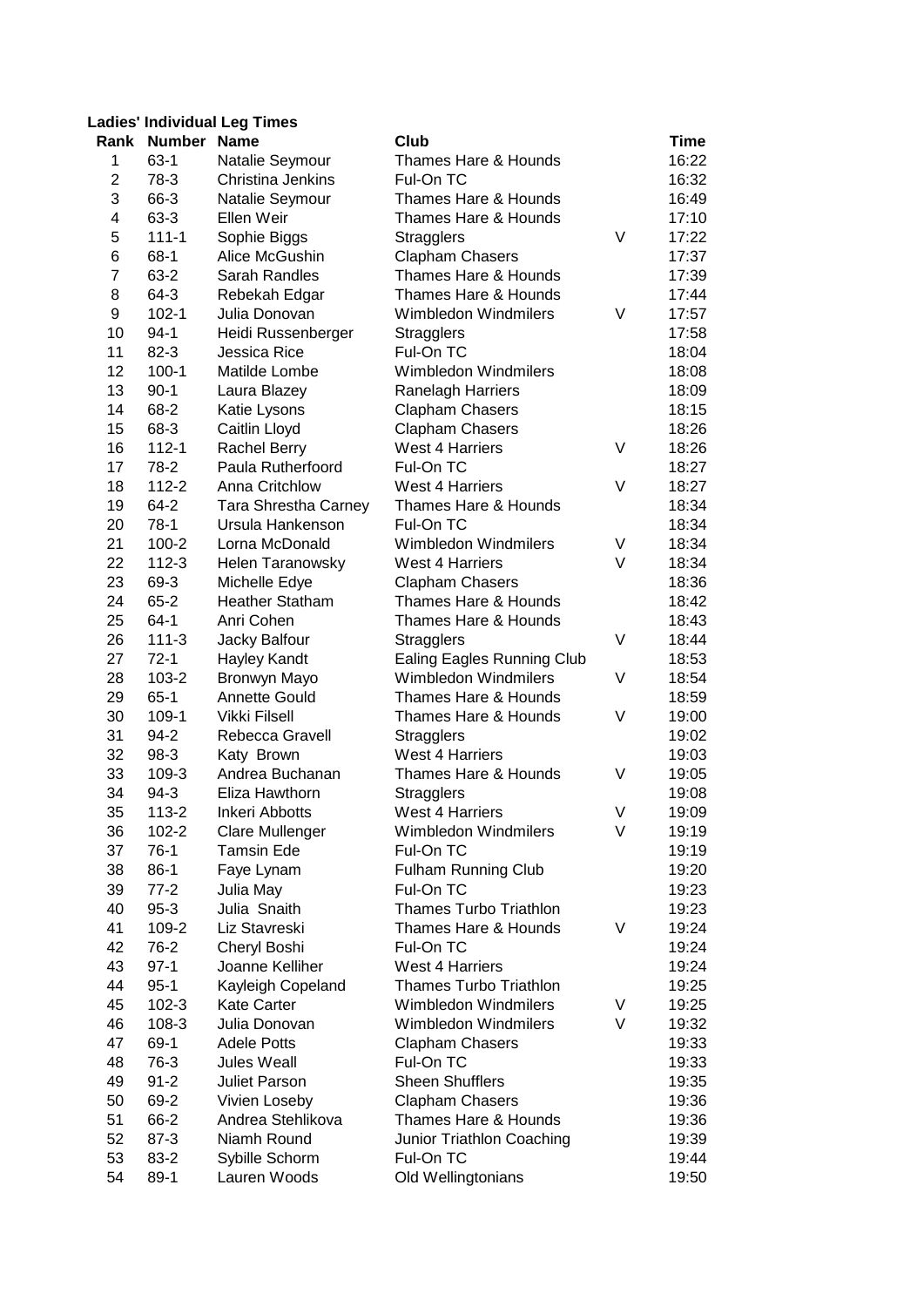**Ladies' Individual Leg Times**

| Rank | Number | Name | Club | | Time |
|---|---|---|---|---|---|
| 1 | 63-1 | Natalie Seymour | Thames Hare & Hounds | | 16:22 |
| 2 | 78-3 | Christina Jenkins | Ful-On TC | | 16:32 |
| 3 | 66-3 | Natalie Seymour | Thames Hare & Hounds | | 16:49 |
| 4 | 63-3 | Ellen Weir | Thames Hare & Hounds | | 17:10 |
| 5 | 111-1 | Sophie Biggs | Stragglers | V | 17:22 |
| 6 | 68-1 | Alice McGushin | Clapham Chasers | | 17:37 |
| 7 | 63-2 | Sarah Randles | Thames Hare & Hounds | | 17:39 |
| 8 | 64-3 | Rebekah Edgar | Thames Hare & Hounds | | 17:44 |
| 9 | 102-1 | Julia Donovan | Wimbledon Windmilers | V | 17:57 |
| 10 | 94-1 | Heidi Russenberger | Stragglers | | 17:58 |
| 11 | 82-3 | Jessica Rice | Ful-On TC | | 18:04 |
| 12 | 100-1 | Matilde Lombe | Wimbledon Windmilers | | 18:08 |
| 13 | 90-1 | Laura Blazey | Ranelagh Harriers | | 18:09 |
| 14 | 68-2 | Katie Lysons | Clapham Chasers | | 18:15 |
| 15 | 68-3 | Caitlin Lloyd | Clapham Chasers | | 18:26 |
| 16 | 112-1 | Rachel Berry | West 4 Harriers | V | 18:26 |
| 17 | 78-2 | Paula Rutherfoord | Ful-On TC | | 18:27 |
| 18 | 112-2 | Anna Critchlow | West 4 Harriers | V | 18:27 |
| 19 | 64-2 | Tara Shrestha Carney | Thames Hare & Hounds | | 18:34 |
| 20 | 78-1 | Ursula Hankenson | Ful-On TC | | 18:34 |
| 21 | 100-2 | Lorna McDonald | Wimbledon Windmilers | V | 18:34 |
| 22 | 112-3 | Helen Taranowsky | West 4 Harriers | V | 18:34 |
| 23 | 69-3 | Michelle Edye | Clapham Chasers | | 18:36 |
| 24 | 65-2 | Heather Statham | Thames Hare & Hounds | | 18:42 |
| 25 | 64-1 | Anri Cohen | Thames Hare & Hounds | | 18:43 |
| 26 | 111-3 | Jacky Balfour | Stragglers | V | 18:44 |
| 27 | 72-1 | Hayley Kandt | Ealing Eagles Running Club | | 18:53 |
| 28 | 103-2 | Bronwyn Mayo | Wimbledon Windmilers | V | 18:54 |
| 29 | 65-1 | Annette Gould | Thames Hare & Hounds | | 18:59 |
| 30 | 109-1 | Vikki Filsell | Thames Hare & Hounds | V | 19:00 |
| 31 | 94-2 | Rebecca Gravell | Stragglers | | 19:02 |
| 32 | 98-3 | Katy Brown | West 4 Harriers | | 19:03 |
| 33 | 109-3 | Andrea Buchanan | Thames Hare & Hounds | V | 19:05 |
| 34 | 94-3 | Eliza Hawthorn | Stragglers | | 19:08 |
| 35 | 113-2 | Inkeri Abbotts | West 4 Harriers | V | 19:09 |
| 36 | 102-2 | Clare Mullenger | Wimbledon Windmilers | V | 19:19 |
| 37 | 76-1 | Tamsin Ede | Ful-On TC | | 19:19 |
| 38 | 86-1 | Faye Lynam | Fulham Running Club | | 19:20 |
| 39 | 77-2 | Julia May | Ful-On TC | | 19:23 |
| 40 | 95-3 | Julia Snaith | Thames Turbo Triathlon | | 19:23 |
| 41 | 109-2 | Liz Stavreski | Thames Hare & Hounds | V | 19:24 |
| 42 | 76-2 | Cheryl Boshi | Ful-On TC | | 19:24 |
| 43 | 97-1 | Joanne Kelliher | West 4 Harriers | | 19:24 |
| 44 | 95-1 | Kayleigh Copeland | Thames Turbo Triathlon | | 19:25 |
| 45 | 102-3 | Kate Carter | Wimbledon Windmilers | V | 19:25 |
| 46 | 108-3 | Julia Donovan | Wimbledon Windmilers | V | 19:32 |
| 47 | 69-1 | Adele Potts | Clapham Chasers | | 19:33 |
| 48 | 76-3 | Jules Weall | Ful-On TC | | 19:33 |
| 49 | 91-2 | Juliet Parson | Sheen Shufflers | | 19:35 |
| 50 | 69-2 | Vivien Loseby | Clapham Chasers | | 19:36 |
| 51 | 66-2 | Andrea Stehlikova | Thames Hare & Hounds | | 19:36 |
| 52 | 87-3 | Niamh Round | Junior Triathlon Coaching | | 19:39 |
| 53 | 83-2 | Sybille Schorm | Ful-On TC | | 19:44 |
| 54 | 89-1 | Lauren Woods | Old Wellingtonians | | 19:50 |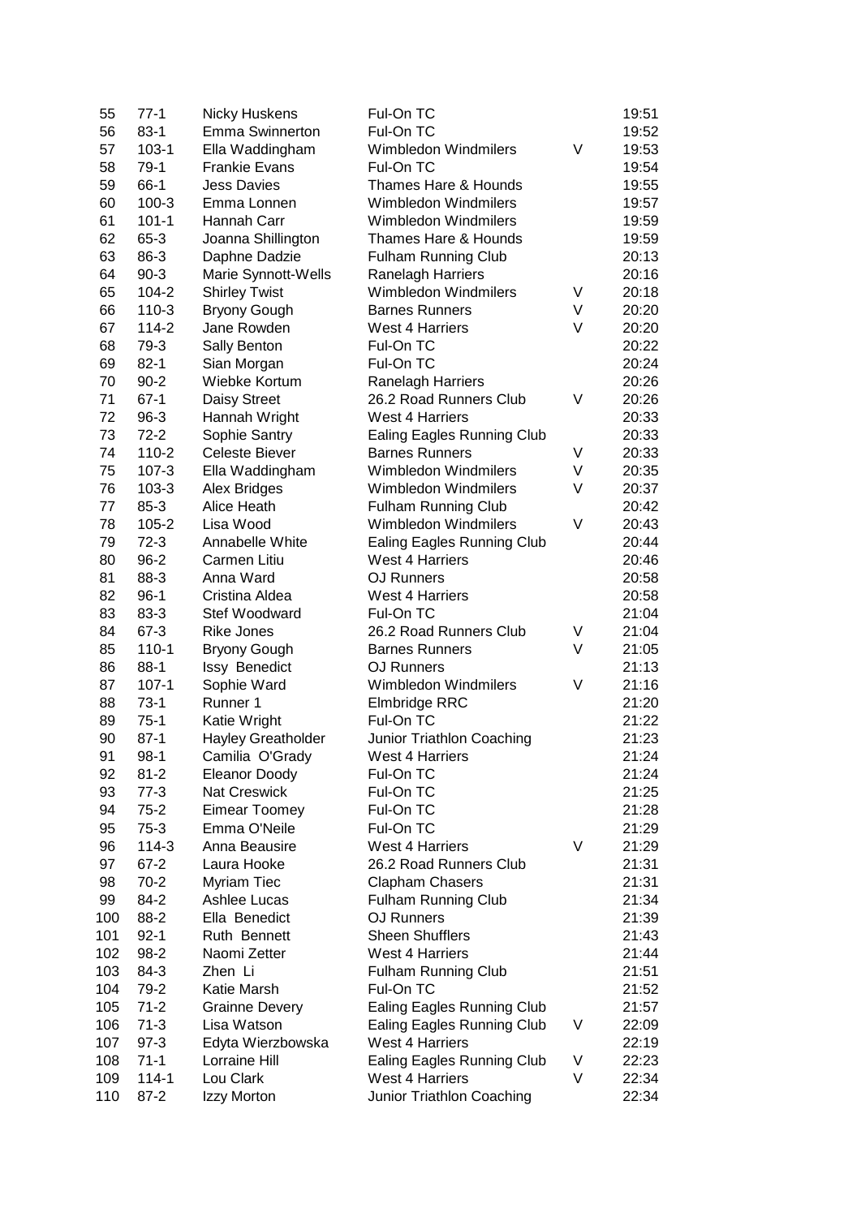| | | | | | |
|---|---|---|---|---|---|
| 55 | 77-1 | Nicky Huskens | Ful-On TC | | 19:51 |
| 56 | 83-1 | Emma Swinnerton | Ful-On TC | | 19:52 |
| 57 | 103-1 | Ella Waddingham | Wimbledon Windmilers | V | 19:53 |
| 58 | 79-1 | Frankie Evans | Ful-On TC | | 19:54 |
| 59 | 66-1 | Jess Davies | Thames Hare & Hounds | | 19:55 |
| 60 | 100-3 | Emma Lonnen | Wimbledon Windmilers | | 19:57 |
| 61 | 101-1 | Hannah Carr | Wimbledon Windmilers | | 19:59 |
| 62 | 65-3 | Joanna Shillington | Thames Hare & Hounds | | 19:59 |
| 63 | 86-3 | Daphne Dadzie | Fulham Running Club | | 20:13 |
| 64 | 90-3 | Marie Synnott-Wells | Ranelagh Harriers | | 20:16 |
| 65 | 104-2 | Shirley Twist | Wimbledon Windmilers | V | 20:18 |
| 66 | 110-3 | Bryony Gough | Barnes Runners | V | 20:20 |
| 67 | 114-2 | Jane Rowden | West 4 Harriers | V | 20:20 |
| 68 | 79-3 | Sally Benton | Ful-On TC | | 20:22 |
| 69 | 82-1 | Sian Morgan | Ful-On TC | | 20:24 |
| 70 | 90-2 | Wiebke Kortum | Ranelagh Harriers | | 20:26 |
| 71 | 67-1 | Daisy Street | 26.2 Road Runners Club | V | 20:26 |
| 72 | 96-3 | Hannah Wright | West 4 Harriers | | 20:33 |
| 73 | 72-2 | Sophie Santry | Ealing Eagles Running Club | | 20:33 |
| 74 | 110-2 | Celeste Biever | Barnes Runners | V | 20:33 |
| 75 | 107-3 | Ella Waddingham | Wimbledon Windmilers | V | 20:35 |
| 76 | 103-3 | Alex Bridges | Wimbledon Windmilers | V | 20:37 |
| 77 | 85-3 | Alice Heath | Fulham Running Club | | 20:42 |
| 78 | 105-2 | Lisa Wood | Wimbledon Windmilers | V | 20:43 |
| 79 | 72-3 | Annabelle White | Ealing Eagles Running Club | | 20:44 |
| 80 | 96-2 | Carmen Litiu | West 4 Harriers | | 20:46 |
| 81 | 88-3 | Anna Ward | OJ Runners | | 20:58 |
| 82 | 96-1 | Cristina Aldea | West 4 Harriers | | 20:58 |
| 83 | 83-3 | Stef Woodward | Ful-On TC | | 21:04 |
| 84 | 67-3 | Rike Jones | 26.2 Road Runners Club | V | 21:04 |
| 85 | 110-1 | Bryony Gough | Barnes Runners | V | 21:05 |
| 86 | 88-1 | Issy Benedict | OJ Runners | | 21:13 |
| 87 | 107-1 | Sophie Ward | Wimbledon Windmilers | V | 21:16 |
| 88 | 73-1 | Runner 1 | Elmbridge RRC | | 21:20 |
| 89 | 75-1 | Katie Wright | Ful-On TC | | 21:22 |
| 90 | 87-1 | Hayley Greatholder | Junior Triathlon Coaching | | 21:23 |
| 91 | 98-1 | Camilia O'Grady | West 4 Harriers | | 21:24 |
| 92 | 81-2 | Eleanor Doody | Ful-On TC | | 21:24 |
| 93 | 77-3 | Nat Creswick | Ful-On TC | | 21:25 |
| 94 | 75-2 | Eimear Toomey | Ful-On TC | | 21:28 |
| 95 | 75-3 | Emma O'Neile | Ful-On TC | | 21:29 |
| 96 | 114-3 | Anna Beausire | West 4 Harriers | V | 21:29 |
| 97 | 67-2 | Laura Hooke | 26.2 Road Runners Club | | 21:31 |
| 98 | 70-2 | Myriam Tiec | Clapham Chasers | | 21:31 |
| 99 | 84-2 | Ashlee Lucas | Fulham Running Club | | 21:34 |
| 100 | 88-2 | Ella Benedict | OJ Runners | | 21:39 |
| 101 | 92-1 | Ruth Bennett | Sheen Shufflers | | 21:43 |
| 102 | 98-2 | Naomi Zetter | West 4 Harriers | | 21:44 |
| 103 | 84-3 | Zhen Li | Fulham Running Club | | 21:51 |
| 104 | 79-2 | Katie Marsh | Ful-On TC | | 21:52 |
| 105 | 71-2 | Grainne Devery | Ealing Eagles Running Club | | 21:57 |
| 106 | 71-3 | Lisa Watson | Ealing Eagles Running Club | V | 22:09 |
| 107 | 97-3 | Edyta Wierzbowska | West 4 Harriers | | 22:19 |
| 108 | 71-1 | Lorraine Hill | Ealing Eagles Running Club | V | 22:23 |
| 109 | 114-1 | Lou Clark | West 4 Harriers | V | 22:34 |
| 110 | 87-2 | Izzy Morton | Junior Triathlon Coaching | | 22:34 |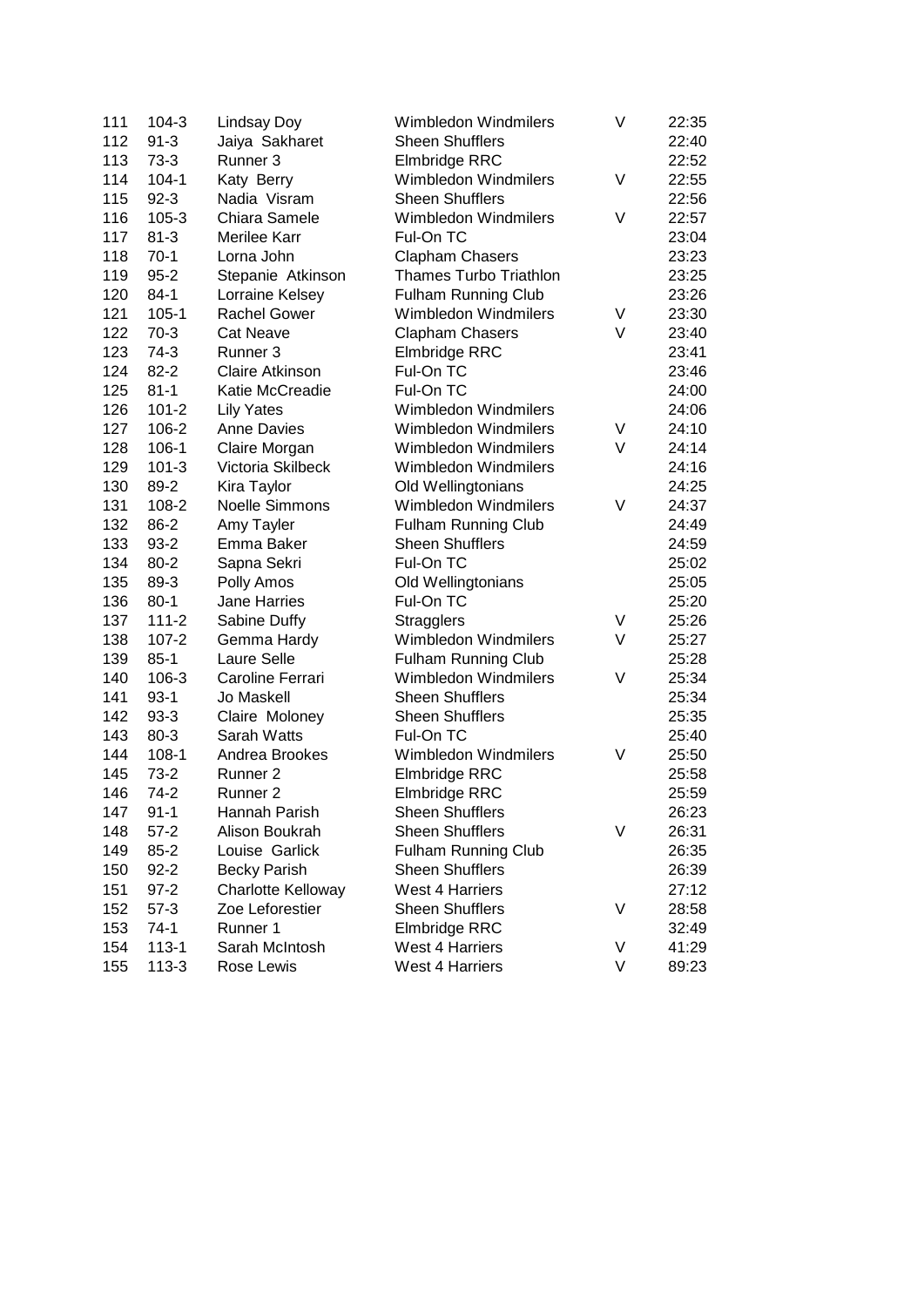| | | | | | |
|---|---|---|---|---|---|
| 111 | 104-3 | Lindsay Doy | Wimbledon Windmilers | V | 22:35 |
| 112 | 91-3 | Jaiya Sakharet | Sheen Shufflers | | 22:40 |
| 113 | 73-3 | Runner 3 | Elmbridge RRC | | 22:52 |
| 114 | 104-1 | Katy Berry | Wimbledon Windmilers | V | 22:55 |
| 115 | 92-3 | Nadia Visram | Sheen Shufflers | | 22:56 |
| 116 | 105-3 | Chiara Samele | Wimbledon Windmilers | V | 22:57 |
| 117 | 81-3 | Merilee Karr | Ful-On TC | | 23:04 |
| 118 | 70-1 | Lorna John | Clapham Chasers | | 23:23 |
| 119 | 95-2 | Stepanie Atkinson | Thames Turbo Triathlon | | 23:25 |
| 120 | 84-1 | Lorraine Kelsey | Fulham Running Club | | 23:26 |
| 121 | 105-1 | Rachel Gower | Wimbledon Windmilers | V | 23:30 |
| 122 | 70-3 | Cat Neave | Clapham Chasers | V | 23:40 |
| 123 | 74-3 | Runner 3 | Elmbridge RRC | | 23:41 |
| 124 | 82-2 | Claire Atkinson | Ful-On TC | | 23:46 |
| 125 | 81-1 | Katie McCreadie | Ful-On TC | | 24:00 |
| 126 | 101-2 | Lily Yates | Wimbledon Windmilers | | 24:06 |
| 127 | 106-2 | Anne Davies | Wimbledon Windmilers | V | 24:10 |
| 128 | 106-1 | Claire Morgan | Wimbledon Windmilers | V | 24:14 |
| 129 | 101-3 | Victoria Skilbeck | Wimbledon Windmilers | | 24:16 |
| 130 | 89-2 | Kira Taylor | Old Wellingtonians | | 24:25 |
| 131 | 108-2 | Noelle Simmons | Wimbledon Windmilers | V | 24:37 |
| 132 | 86-2 | Amy Tayler | Fulham Running Club | | 24:49 |
| 133 | 93-2 | Emma Baker | Sheen Shufflers | | 24:59 |
| 134 | 80-2 | Sapna Sekri | Ful-On TC | | 25:02 |
| 135 | 89-3 | Polly Amos | Old Wellingtonians | | 25:05 |
| 136 | 80-1 | Jane Harries | Ful-On TC | | 25:20 |
| 137 | 111-2 | Sabine Duffy | Stragglers | V | 25:26 |
| 138 | 107-2 | Gemma Hardy | Wimbledon Windmilers | V | 25:27 |
| 139 | 85-1 | Laure Selle | Fulham Running Club | | 25:28 |
| 140 | 106-3 | Caroline Ferrari | Wimbledon Windmilers | V | 25:34 |
| 141 | 93-1 | Jo Maskell | Sheen Shufflers | | 25:34 |
| 142 | 93-3 | Claire Moloney | Sheen Shufflers | | 25:35 |
| 143 | 80-3 | Sarah Watts | Ful-On TC | | 25:40 |
| 144 | 108-1 | Andrea Brookes | Wimbledon Windmilers | V | 25:50 |
| 145 | 73-2 | Runner 2 | Elmbridge RRC | | 25:58 |
| 146 | 74-2 | Runner 2 | Elmbridge RRC | | 25:59 |
| 147 | 91-1 | Hannah Parish | Sheen Shufflers | | 26:23 |
| 148 | 57-2 | Alison Boukrah | Sheen Shufflers | V | 26:31 |
| 149 | 85-2 | Louise Garlick | Fulham Running Club | | 26:35 |
| 150 | 92-2 | Becky Parish | Sheen Shufflers | | 26:39 |
| 151 | 97-2 | Charlotte Kelloway | West 4 Harriers | | 27:12 |
| 152 | 57-3 | Zoe Leforestier | Sheen Shufflers | V | 28:58 |
| 153 | 74-1 | Runner 1 | Elmbridge RRC | | 32:49 |
| 154 | 113-1 | Sarah McIntosh | West 4 Harriers | V | 41:29 |
| 155 | 113-3 | Rose Lewis | West 4 Harriers | V | 89:23 |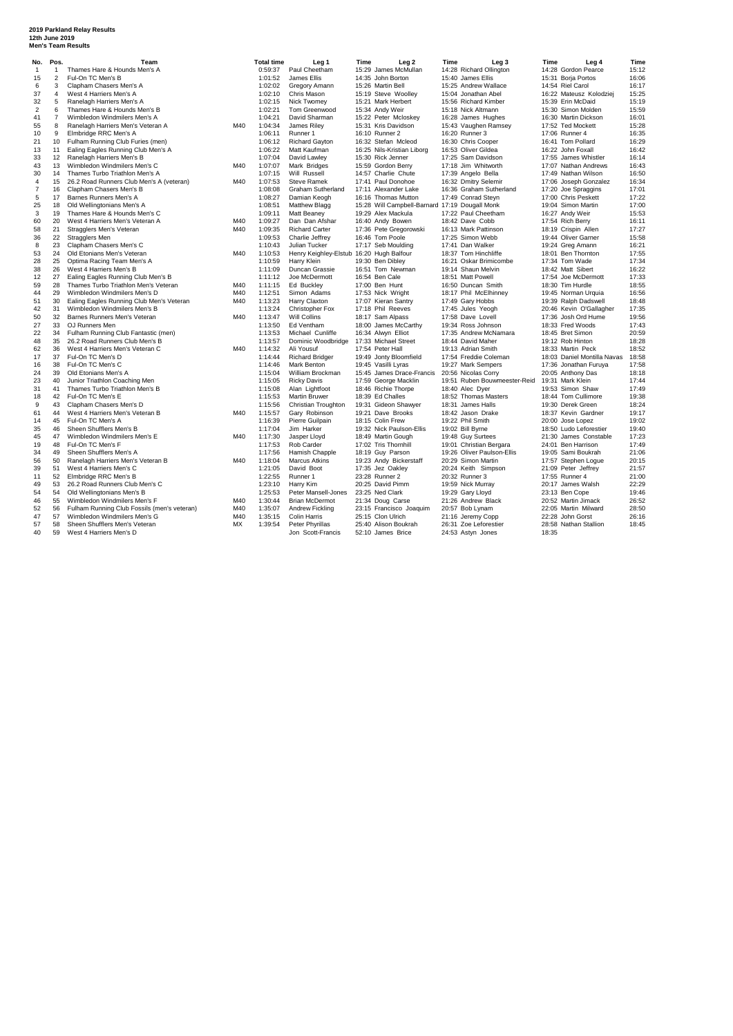**2019 Parkland Relay Results**
**12th June 2019**
**Men's Team Results**

| No. | Pos. | Team | | Total time | Leg 1 | Time | Leg 2 | Time | Leg 3 | Time | Leg 4 | Time |
|---|---|---|---|---|---|---|---|---|---|---|---|---|
| 1 | 1 | Thames Hare & Hounds Men's A | | 0:59:37 | Paul Cheetham | 15:29 | James McMullan | 14:28 | Richard Ollington | 14:28 | Gordon Pearce | 15:12 |
| 15 | 2 | Ful-On TC Men's B | | 1:01:52 | James Ellis | 14:35 | John Borton | 15:40 | James Ellis | 15:31 | Borja Portos | 16:06 |
| 6 | 3 | Clapham Chasers Men's A | | 1:02:02 | Gregory Amann | 15:26 | Martin Bell | 15:25 | Andrew Wallace | 14:54 | Riel Carol | 16:17 |
| 37 | 4 | West 4 Harriers Men's A | | 1:02:10 | Chris Mason | 15:19 | Steve Woolley | 15:04 | Jonathan Abel | 16:22 | Mateusz Kolodziej | 15:25 |
| 32 | 5 | Ranelagh Harriers Men's A | | 1:02:15 | Nick Twomey | 15:21 | Mark Herbert | 15:56 | Richard Kimber | 15:39 | Erin McDaid | 15:19 |
| 2 | 6 | Thames Hare & Hounds Men's B | | 1:02:21 | Tom Greenwood | 15:34 | Andy Weir | 15:18 | Nick Altmann | 15:30 | Simon Molden | 15:59 |
| 41 | 7 | Wimbledon Windmilers Men's A | | 1:04:21 | David Sharman | 15:22 | Peter Mcloskey | 16:28 | James Hughes | 16:30 | Martin Dickson | 16:01 |
| 55 | 8 | Ranelagh Harriers Men's Veteran A | M40 | 1:04:34 | James Riley | 15:31 | Kris Davidson | 15:43 | Vaughen Ramsey | 17:52 | Ted Mockett | 15:28 |
| 10 | 9 | Elmbridge RRC Men's A | | 1:06:11 | Runner 1 | 16:10 | Runner 2 | 16:20 | Runner 3 | 17:06 | Runner 4 | 16:35 |
| 21 | 10 | Fulham Running Club Furies (men) | | 1:06:12 | Richard Gayton | 16:32 | Stefan Mcleod | 16:30 | Chris Cooper | 16:41 | Tom Pollard | 16:29 |
| 13 | 11 | Ealing Eagles Running Club Men's A | | 1:06:22 | Matt Kaufman | 16:25 | Nils-Kristian Liborg | 16:53 | Oliver Gildea | 16:22 | John Foxall | 16:42 |
| 33 | 12 | Ranelagh Harriers Men's B | | 1:07:04 | David Lawley | 15:30 | Rick Jenner | 17:25 | Sam Davidson | 17:55 | James Whistler | 16:14 |
| 43 | 13 | Wimbledon Windmilers Men's C | M40 | 1:07:07 | Mark Bridges | 15:59 | Gordon Berry | 17:18 | Jim Whitworth | 17:07 | Nathan Andrews | 16:43 |
| 30 | 14 | Thames Turbo Triathlon Men's A | | 1:07:15 | Will Russell | 14:57 | Charlie Chute | 17:39 | Angelo Bella | 17:49 | Nathan Wilson | 16:50 |
| 4 | 15 | 26.2 Road Runners Club Men's A (veteran) | M40 | 1:07:53 | Steve Ramek | 17:41 | Paul Donohoe | 16:32 | Dmitry Selemir | 17:06 | Joseph Gonzalez | 16:34 |
| 7 | 16 | Clapham Chasers Men's B | | 1:08:08 | Graham Sutherland | 17:11 | Alexander Lake | 16:36 | Graham Sutherland | 17:20 | Joe Spraggins | 17:01 |
| 5 | 17 | Barnes Runners Men's A | | 1:08:27 | Damian Keogh | 16:16 | Thomas Mutton | 17:49 | Conrad Steyn | 17:00 | Chris Peskett | 17:22 |
| 25 | 18 | Old Wellingtonians Men's A | | 1:08:51 | Matthew Blagg | 15:28 | Will Campbell-Barnard | 17:19 | Dougall Monk | 19:04 | Simon Martin | 17:00 |
| 3 | 19 | Thames Hare & Hounds Men's C | | 1:09:11 | Matt Beaney | 19:29 | Alex Mackula | 17:22 | Paul Cheetham | 16:27 | Andy Weir | 15:53 |
| 60 | 20 | West 4 Harriers Men's Veteran A | M40 | 1:09:27 | Dan Dan Afshar | 16:40 | Andy Bowen | 18:42 | Dave Cobb | 17:54 | Rich Berry | 16:11 |
| 58 | 21 | Stragglers Men's Veteran | M40 | 1:09:35 | Richard Carter | 17:36 | Pete Gregorowski | 16:13 | Mark Pattinson | 18:19 | Crispin Allen | 17:27 |
| 36 | 22 | Stragglers Men | | 1:09:53 | Charlie Jeffrey | 16:46 | Tom Poole | 17:25 | Simon Webb | 19:44 | Oliver Garner | 15:58 |
| 8 | 23 | Clapham Chasers Men's C | | 1:10:43 | Julian Tucker | 17:17 | Seb Moulding | 17:41 | Dan Walker | 19:24 | Greg Amann | 16:21 |
| 53 | 24 | Old Etonians Men's Veteran | M40 | 1:10:53 | Henry Keighley-Elstub | 16:20 | Hugh Balfour | 18:37 | Tom Hinchliffe | 18:01 | Ben Thornton | 17:55 |
| 28 | 25 | Optima Racing Team Men's A | | 1:10:59 | Harry Klein | 19:30 | Ben Dibley | 16:21 | Oskar Brimicombe | 17:34 | Tom Wade | 17:34 |
| 38 | 26 | West 4 Harriers Men's B | | 1:11:09 | Duncan Grassie | 16:51 | Tom Newman | 19:14 | Shaun Melvin | 18:42 | Matt Sibert | 16:22 |
| 12 | 27 | Ealing Eagles Running Club Men's B | | 1:11:12 | Joe McDermott | 16:54 | Ben Cale | 18:51 | Matt Powell | 17:54 | Joe McDermott | 17:33 |
| 59 | 28 | Thames Turbo Triathlon Men's Veteran | M40 | 1:11:15 | Ed Buckley | 17:00 | Ben Hunt | 16:50 | Duncan Smith | 18:30 | Tim Hurdle | 18:55 |
| 44 | 29 | Wimbledon Windmilers Men's D | M40 | 1:12:51 | Simon Adams | 17:53 | Nick Wright | 18:17 | Phil McElhinney | 19:45 | Norman Urquia | 16:56 |
| 51 | 30 | Ealing Eagles Running Club Men's Veteran | M40 | 1:13:23 | Harry Claxton | 17:07 | Kieran Santry | 17:49 | Gary Hobbs | 19:39 | Ralph Dadswell | 18:48 |
| 42 | 31 | Wimbledon Windmilers Men's B | | 1:13:24 | Christopher Fox | 17:18 | Phil Reeves | 17:45 | Jules Yeogh | 20:46 | Kevin O'Gallagher | 17:35 |
| 50 | 32 | Barnes Runners Men's Veteran | M40 | 1:13:47 | Will Collins | 18:17 | Sam Alpass | 17:58 | Dave Lovell | 17:36 | Josh Ord Hume | 19:56 |
| 27 | 33 | OJ Runners Men | | 1:13:50 | Ed Ventham | 18:00 | James McCarthy | 19:34 | Ross Johnson | 18:33 | Fred Woods | 17:43 |
| 22 | 34 | Fulham Running Club Fantastic (men) | | 1:13:53 | Michael Cunliffe | 16:34 | Alwyn Elliot | 17:35 | Andrew McNamara | 18:45 | Bret Simon | 20:59 |
| 48 | 35 | 26.2 Road Runners Club Men's B | | 1:13:57 | Dominic Woodbridge | 17:33 | Michael Street | 18:44 | David Maher | 19:12 | Rob Hinton | 18:28 |
| 62 | 36 | West 4 Harriers Men's Veteran C | M40 | 1:14:32 | Ali Yousuf | 17:54 | Peter Hall | 19:13 | Adrian Smith | 18:33 | Martin Peck | 18:52 |
| 17 | 37 | Ful-On TC Men's D | | 1:14:44 | Richard Bridger | 19:49 | Jonty Bloomfield | 17:54 | Freddie Coleman | 18:03 | Daniel Montilla Navas | 18:58 |
| 16 | 38 | Ful-On TC Men's C | | 1:14:46 | Mark Benton | 19:45 | Vasilli Lyras | 19:27 | Mark Sempers | 17:36 | Jonathan Furuya | 17:58 |
| 24 | 39 | Old Etonians Men's A | | 1:15:04 | William Brockman | 15:45 | James Drace-Francis | 20:56 | Nicolas Corry | 20:05 | Anthony Das | 18:18 |
| 23 | 40 | Junior Triathlon Coaching Men | | 1:15:05 | Ricky Davis | 17:59 | George Macklin | 19:51 | Ruben Bouwmeester-Reid | 19:31 | Mark Klein | 17:44 |
| 31 | 41 | Thames Turbo Triathlon Men's B | | 1:15:08 | Alan Lightfoot | 18:46 | Richie Thorpe | 18:40 | Alec Dyer | 19:53 | Simon Shaw | 17:49 |
| 18 | 42 | Ful-On TC Men's E | | 1:15:53 | Martin Bruwer | 18:39 | Ed Challes | 18:52 | Thomas Masters | 18:44 | Tom Cullimore | 19:38 |
| 9 | 43 | Clapham Chasers Men's D | | 1:15:56 | Christian Troughton | 19:31 | Gideon Shawyer | 18:31 | James Halls | 19:30 | Derek Green | 18:24 |
| 61 | 44 | West 4 Harriers Men's Veteran B | M40 | 1:15:57 | Gary Robinson | 19:21 | Dave Brooks | 18:42 | Jason Drake | 18:37 | Kevin Gardner | 19:17 |
| 14 | 45 | Ful-On TC Men's A | | 1:16:39 | Pierre Guilpain | 18:15 | Colin Frew | 19:22 | Phil Smith | 20:00 | Jose Lopez | 19:02 |
| 35 | 46 | Sheen Shufflers Men's B | | 1:17:04 | Jim Harker | 19:32 | Nick Paulson-Ellis | 19:02 | Bill Byrne | 18:50 | Ludo Leforestier | 19:40 |
| 45 | 47 | Wimbledon Windmilers Men's E | M40 | 1:17:30 | Jasper Lloyd | 18:49 | Martin Gough | 19:48 | Guy Surtees | 21:30 | James Constable | 17:23 |
| 19 | 48 | Ful-On TC Men's F | | 1:17:53 | Rob Carder | 17:02 | Tris Thornhill | 19:01 | Christian Bergara | 24:01 | Ben Harrison | 17:49 |
| 34 | 49 | Sheen Shufflers Men's A | | 1:17:56 | Hamish Chapple | 18:19 | Guy Parson | 19:26 | Oliver Paulson-Ellis | 19:05 | Sami Boukrah | 21:06 |
| 56 | 50 | Ranelagh Harriers Men's Veteran B | M40 | 1:18:04 | Marcus Atkins | 19:23 | Andy Bickerstaff | 20:29 | Simon Martin | 17:57 | Stephen Logue | 20:15 |
| 39 | 51 | West 4 Harriers Men's C | | 1:21:05 | David Boot | 17:35 | Jez Oakley | 20:24 | Keith Simpson | 21:09 | Peter Jeffrey | 21:57 |
| 11 | 52 | Elmbridge RRC Men's B | | 1:22:55 | Runner 1 | 23:28 | Runner 2 | 20:32 | Runner 3 | 17:55 | Runner 4 | 21:00 |
| 49 | 53 | 26.2 Road Runners Club Men's C | | 1:23:10 | Harry Kim | 20:25 | David Pimm | 19:59 | Nick Murray | 20:17 | James Walsh | 22:29 |
| 54 | 54 | Old Wellingtonians Men's B | | 1:25:53 | Peter Mansell-Jones | 23:25 | Ned Clark | 19:29 | Gary Lloyd | 23:13 | Ben Cope | 19:46 |
| 46 | 55 | Wimbledon Windmilers Men's F | M40 | 1:30:44 | Brian McDermot | 21:34 | Doug Carse | 21:26 | Andrew Black | 20:52 | Martin Jimack | 26:52 |
| 52 | 56 | Fulham Running Club Fossils (men's veteran) | M40 | 1:35:07 | Andrew Fickling | 23:15 | Francisco Joaquim | 20:57 | Bob Lynam | 22:05 | Martin Milward | 28:50 |
| 47 | 57 | Wimbledon Windmilers Men's G | M40 | 1:35:15 | Colin Harris | 25:15 | Clon Ulrich | 21:16 | Jeremy Copp | 22:28 | John Gorst | 26:16 |
| 57 | 58 | Sheen Shufflers Men's Veteran | MX | 1:39:54 | Peter Phyrillas | 25:40 | Alison Boukrah | 26:31 | Zoe Leforestier | 28:58 | Nathan Stallion | 18:45 |
| 40 | 59 | West 4 Harriers Men's D | | | Jon Scott-Francis | 52:10 | James Brice | 24:53 | Astyn Jones | 18:35 | | |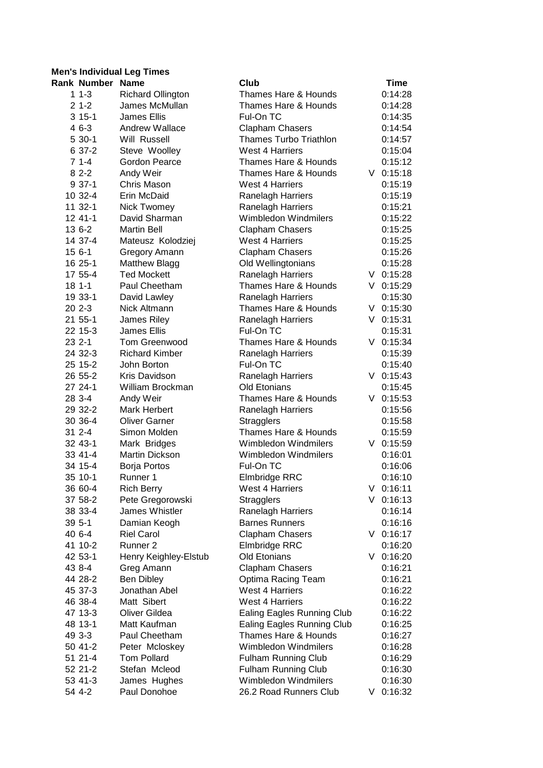**Men's Individual Leg Times**

| Rank | Number | Name | Club | | Time |
|---|---|---|---|---|---|
| 1 | 1-3 | Richard Ollington | Thames Hare & Hounds | | 0:14:28 |
| 2 | 1-2 | James McMullan | Thames Hare & Hounds | | 0:14:28 |
| 3 | 15-1 | James Ellis | Ful-On TC | | 0:14:35 |
| 4 | 6-3 | Andrew Wallace | Clapham Chasers | | 0:14:54 |
| 5 | 30-1 | Will Russell | Thames Turbo Triathlon | | 0:14:57 |
| 6 | 37-2 | Steve Woolley | West 4 Harriers | | 0:15:04 |
| 7 | 1-4 | Gordon Pearce | Thames Hare & Hounds | | 0:15:12 |
| 8 | 2-2 | Andy Weir | Thames Hare & Hounds | V | 0:15:18 |
| 9 | 37-1 | Chris Mason | West 4 Harriers | | 0:15:19 |
| 10 | 32-4 | Erin McDaid | Ranelagh Harriers | | 0:15:19 |
| 11 | 32-1 | Nick Twomey | Ranelagh Harriers | | 0:15:21 |
| 12 | 41-1 | David Sharman | Wimbledon Windmilers | | 0:15:22 |
| 13 | 6-2 | Martin Bell | Clapham Chasers | | 0:15:25 |
| 14 | 37-4 | Mateusz Kolodziej | West 4 Harriers | | 0:15:25 |
| 15 | 6-1 | Gregory Amann | Clapham Chasers | | 0:15:26 |
| 16 | 25-1 | Matthew Blagg | Old Wellingtonians | | 0:15:28 |
| 17 | 55-4 | Ted Mockett | Ranelagh Harriers | V | 0:15:28 |
| 18 | 1-1 | Paul Cheetham | Thames Hare & Hounds | V | 0:15:29 |
| 19 | 33-1 | David Lawley | Ranelagh Harriers | | 0:15:30 |
| 20 | 2-3 | Nick Altmann | Thames Hare & Hounds | V | 0:15:30 |
| 21 | 55-1 | James Riley | Ranelagh Harriers | V | 0:15:31 |
| 22 | 15-3 | James Ellis | Ful-On TC | | 0:15:31 |
| 23 | 2-1 | Tom Greenwood | Thames Hare & Hounds | V | 0:15:34 |
| 24 | 32-3 | Richard Kimber | Ranelagh Harriers | | 0:15:39 |
| 25 | 15-2 | John Borton | Ful-On TC | | 0:15:40 |
| 26 | 55-2 | Kris Davidson | Ranelagh Harriers | V | 0:15:43 |
| 27 | 24-1 | William Brockman | Old Etonians | | 0:15:45 |
| 28 | 3-4 | Andy Weir | Thames Hare & Hounds | V | 0:15:53 |
| 29 | 32-2 | Mark Herbert | Ranelagh Harriers | | 0:15:56 |
| 30 | 36-4 | Oliver Garner | Stragglers | | 0:15:58 |
| 31 | 2-4 | Simon Molden | Thames Hare & Hounds | | 0:15:59 |
| 32 | 43-1 | Mark Bridges | Wimbledon Windmilers | V | 0:15:59 |
| 33 | 41-4 | Martin Dickson | Wimbledon Windmilers | | 0:16:01 |
| 34 | 15-4 | Borja Portos | Ful-On TC | | 0:16:06 |
| 35 | 10-1 | Runner 1 | Elmbridge RRC | | 0:16:10 |
| 36 | 60-4 | Rich Berry | West 4 Harriers | V | 0:16:11 |
| 37 | 58-2 | Pete Gregorowski | Stragglers | V | 0:16:13 |
| 38 | 33-4 | James Whistler | Ranelagh Harriers | | 0:16:14 |
| 39 | 5-1 | Damian Keogh | Barnes Runners | | 0:16:16 |
| 40 | 6-4 | Riel Carol | Clapham Chasers | V | 0:16:17 |
| 41 | 10-2 | Runner 2 | Elmbridge RRC | | 0:16:20 |
| 42 | 53-1 | Henry Keighley-Elstub | Old Etonians | V | 0:16:20 |
| 43 | 8-4 | Greg Amann | Clapham Chasers | | 0:16:21 |
| 44 | 28-2 | Ben Dibley | Optima Racing Team | | 0:16:21 |
| 45 | 37-3 | Jonathan Abel | West 4 Harriers | | 0:16:22 |
| 46 | 38-4 | Matt Sibert | West 4 Harriers | | 0:16:22 |
| 47 | 13-3 | Oliver Gildea | Ealing Eagles Running Club | | 0:16:22 |
| 48 | 13-1 | Matt Kaufman | Ealing Eagles Running Club | | 0:16:25 |
| 49 | 3-3 | Paul Cheetham | Thames Hare & Hounds | | 0:16:27 |
| 50 | 41-2 | Peter Mcloskey | Wimbledon Windmilers | | 0:16:28 |
| 51 | 21-4 | Tom Pollard | Fulham Running Club | | 0:16:29 |
| 52 | 21-2 | Stefan Mcleod | Fulham Running Club | | 0:16:30 |
| 53 | 41-3 | James Hughes | Wimbledon Windmilers | | 0:16:30 |
| 54 | 4-2 | Paul Donohoe | 26.2 Road Runners Club | V | 0:16:32 |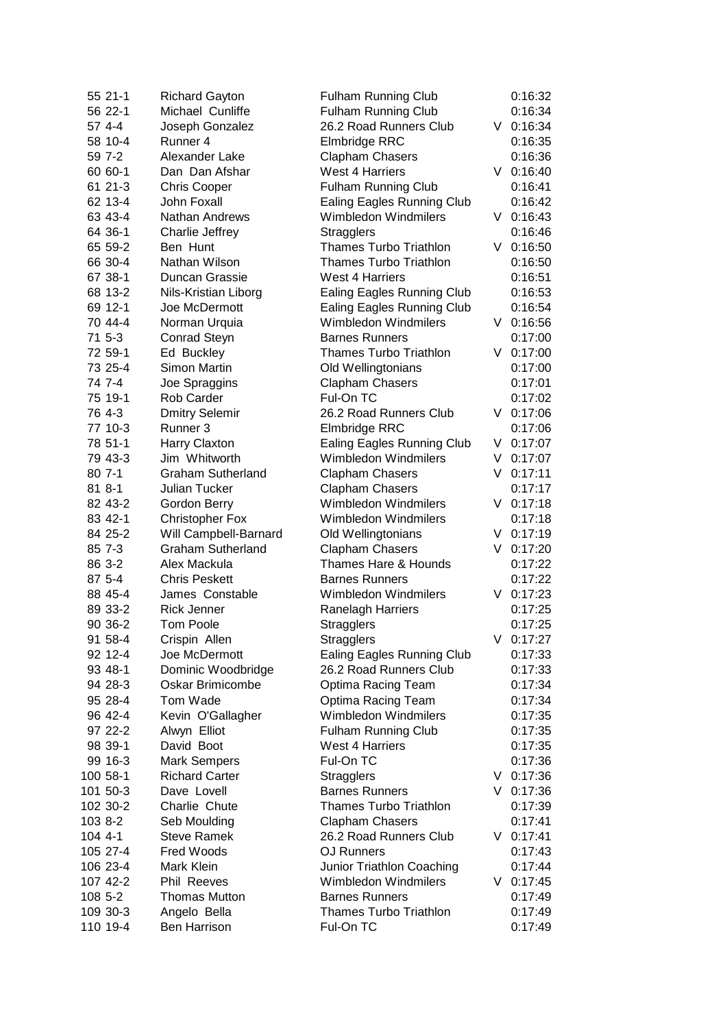| | | | | | |
|---|---|---|---|---|---|
| 55 | 21-1 | Richard Gayton | Fulham Running Club | | 0:16:32 |
| 56 | 22-1 | Michael Cunliffe | Fulham Running Club | | 0:16:34 |
| 57 | 4-4 | Joseph Gonzalez | 26.2 Road Runners Club | V | 0:16:34 |
| 58 | 10-4 | Runner 4 | Elmbridge RRC | | 0:16:35 |
| 59 | 7-2 | Alexander Lake | Clapham Chasers | | 0:16:36 |
| 60 | 60-1 | Dan Dan Afshar | West 4 Harriers | V | 0:16:40 |
| 61 | 21-3 | Chris Cooper | Fulham Running Club | | 0:16:41 |
| 62 | 13-4 | John Foxall | Ealing Eagles Running Club | | 0:16:42 |
| 63 | 43-4 | Nathan Andrews | Wimbledon Windmilers | V | 0:16:43 |
| 64 | 36-1 | Charlie Jeffrey | Stragglers | | 0:16:46 |
| 65 | 59-2 | Ben Hunt | Thames Turbo Triathlon | V | 0:16:50 |
| 66 | 30-4 | Nathan Wilson | Thames Turbo Triathlon | | 0:16:50 |
| 67 | 38-1 | Duncan Grassie | West 4 Harriers | | 0:16:51 |
| 68 | 13-2 | Nils-Kristian Liborg | Ealing Eagles Running Club | | 0:16:53 |
| 69 | 12-1 | Joe McDermott | Ealing Eagles Running Club | | 0:16:54 |
| 70 | 44-4 | Norman Urquia | Wimbledon Windmilers | V | 0:16:56 |
| 71 | 5-3 | Conrad Steyn | Barnes Runners | | 0:17:00 |
| 72 | 59-1 | Ed Buckley | Thames Turbo Triathlon | V | 0:17:00 |
| 73 | 25-4 | Simon Martin | Old Wellingtonians | | 0:17:00 |
| 74 | 7-4 | Joe Spraggins | Clapham Chasers | | 0:17:01 |
| 75 | 19-1 | Rob Carder | Ful-On TC | | 0:17:02 |
| 76 | 4-3 | Dmitry Selemir | 26.2 Road Runners Club | V | 0:17:06 |
| 77 | 10-3 | Runner 3 | Elmbridge RRC | | 0:17:06 |
| 78 | 51-1 | Harry Claxton | Ealing Eagles Running Club | V | 0:17:07 |
| 79 | 43-3 | Jim Whitworth | Wimbledon Windmilers | V | 0:17:07 |
| 80 | 7-1 | Graham Sutherland | Clapham Chasers | V | 0:17:11 |
| 81 | 8-1 | Julian Tucker | Clapham Chasers | | 0:17:17 |
| 82 | 43-2 | Gordon Berry | Wimbledon Windmilers | V | 0:17:18 |
| 83 | 42-1 | Christopher Fox | Wimbledon Windmilers | | 0:17:18 |
| 84 | 25-2 | Will Campbell-Barnard | Old Wellingtonians | V | 0:17:19 |
| 85 | 7-3 | Graham Sutherland | Clapham Chasers | V | 0:17:20 |
| 86 | 3-2 | Alex Mackula | Thames Hare & Hounds | | 0:17:22 |
| 87 | 5-4 | Chris Peskett | Barnes Runners | | 0:17:22 |
| 88 | 45-4 | James Constable | Wimbledon Windmilers | V | 0:17:23 |
| 89 | 33-2 | Rick Jenner | Ranelagh Harriers | | 0:17:25 |
| 90 | 36-2 | Tom Poole | Stragglers | | 0:17:25 |
| 91 | 58-4 | Crispin Allen | Stragglers | V | 0:17:27 |
| 92 | 12-4 | Joe McDermott | Ealing Eagles Running Club | | 0:17:33 |
| 93 | 48-1 | Dominic Woodbridge | 26.2 Road Runners Club | | 0:17:33 |
| 94 | 28-3 | Oskar Brimicombe | Optima Racing Team | | 0:17:34 |
| 95 | 28-4 | Tom Wade | Optima Racing Team | | 0:17:34 |
| 96 | 42-4 | Kevin O'Gallagher | Wimbledon Windmilers | | 0:17:35 |
| 97 | 22-2 | Alwyn Elliot | Fulham Running Club | | 0:17:35 |
| 98 | 39-1 | David Boot | West 4 Harriers | | 0:17:35 |
| 99 | 16-3 | Mark Sempers | Ful-On TC | | 0:17:36 |
| 100 | 58-1 | Richard Carter | Stragglers | V | 0:17:36 |
| 101 | 50-3 | Dave Lovell | Barnes Runners | V | 0:17:36 |
| 102 | 30-2 | Charlie Chute | Thames Turbo Triathlon | | 0:17:39 |
| 103 | 8-2 | Seb Moulding | Clapham Chasers | | 0:17:41 |
| 104 | 4-1 | Steve Ramek | 26.2 Road Runners Club | V | 0:17:41 |
| 105 | 27-4 | Fred Woods | OJ Runners | | 0:17:43 |
| 106 | 23-4 | Mark Klein | Junior Triathlon Coaching | | 0:17:44 |
| 107 | 42-2 | Phil Reeves | Wimbledon Windmilers | V | 0:17:45 |
| 108 | 5-2 | Thomas Mutton | Barnes Runners | | 0:17:49 |
| 109 | 30-3 | Angelo Bella | Thames Turbo Triathlon | | 0:17:49 |
| 110 | 19-4 | Ben Harrison | Ful-On TC | | 0:17:49 |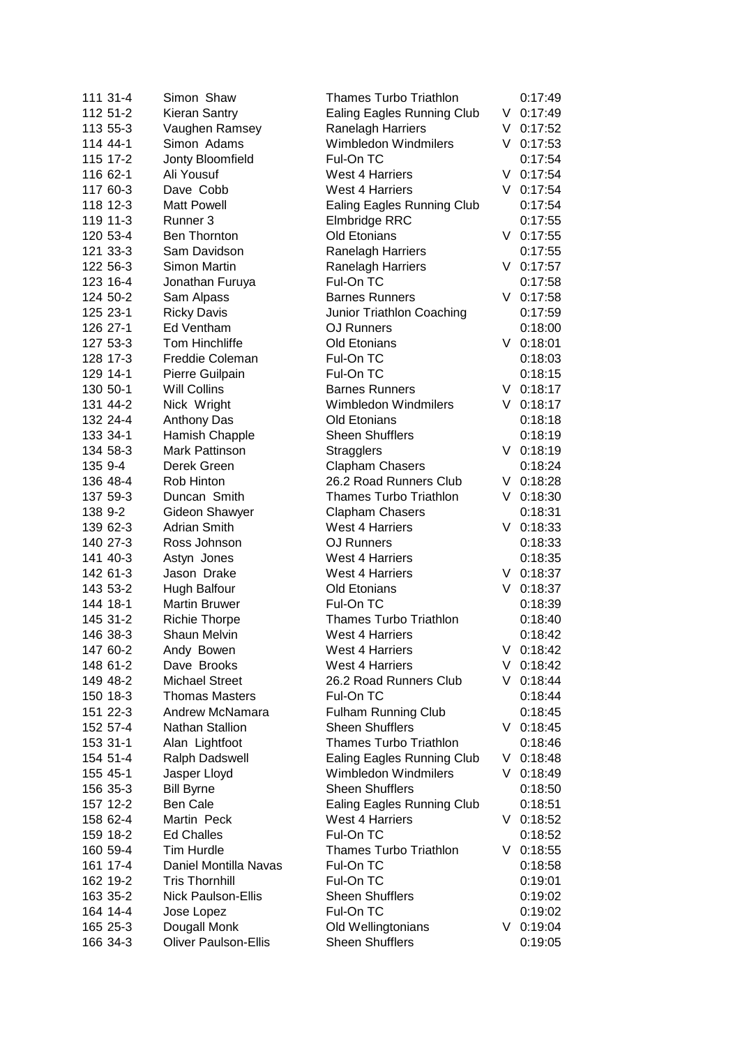| | | | | | |
|---|---|---|---|---|---|
| 111 | 31-4 | Simon Shaw | Thames Turbo Triathlon | | 0:17:49 |
| 112 | 51-2 | Kieran Santry | Ealing Eagles Running Club | V | 0:17:49 |
| 113 | 55-3 | Vaughen Ramsey | Ranelagh Harriers | V | 0:17:52 |
| 114 | 44-1 | Simon Adams | Wimbledon Windmilers | V | 0:17:53 |
| 115 | 17-2 | Jonty Bloomfield | Ful-On TC | | 0:17:54 |
| 116 | 62-1 | Ali Yousuf | West 4 Harriers | V | 0:17:54 |
| 117 | 60-3 | Dave Cobb | West 4 Harriers | V | 0:17:54 |
| 118 | 12-3 | Matt Powell | Ealing Eagles Running Club | | 0:17:54 |
| 119 | 11-3 | Runner 3 | Elmbridge RRC | | 0:17:55 |
| 120 | 53-4 | Ben Thornton | Old Etonians | V | 0:17:55 |
| 121 | 33-3 | Sam Davidson | Ranelagh Harriers | | 0:17:55 |
| 122 | 56-3 | Simon Martin | Ranelagh Harriers | V | 0:17:57 |
| 123 | 16-4 | Jonathan Furuya | Ful-On TC | | 0:17:58 |
| 124 | 50-2 | Sam Alpass | Barnes Runners | V | 0:17:58 |
| 125 | 23-1 | Ricky Davis | Junior Triathlon Coaching | | 0:17:59 |
| 126 | 27-1 | Ed Ventham | OJ Runners | | 0:18:00 |
| 127 | 53-3 | Tom Hinchliffe | Old Etonians | V | 0:18:01 |
| 128 | 17-3 | Freddie Coleman | Ful-On TC | | 0:18:03 |
| 129 | 14-1 | Pierre Guilpain | Ful-On TC | | 0:18:15 |
| 130 | 50-1 | Will Collins | Barnes Runners | V | 0:18:17 |
| 131 | 44-2 | Nick Wright | Wimbledon Windmilers | V | 0:18:17 |
| 132 | 24-4 | Anthony Das | Old Etonians | | 0:18:18 |
| 133 | 34-1 | Hamish Chapple | Sheen Shufflers | | 0:18:19 |
| 134 | 58-3 | Mark Pattinson | Stragglers | V | 0:18:19 |
| 135 | 9-4 | Derek Green | Clapham Chasers | | 0:18:24 |
| 136 | 48-4 | Rob Hinton | 26.2 Road Runners Club | V | 0:18:28 |
| 137 | 59-3 | Duncan Smith | Thames Turbo Triathlon | V | 0:18:30 |
| 138 | 9-2 | Gideon Shawyer | Clapham Chasers | | 0:18:31 |
| 139 | 62-3 | Adrian Smith | West 4 Harriers | V | 0:18:33 |
| 140 | 27-3 | Ross Johnson | OJ Runners | | 0:18:33 |
| 141 | 40-3 | Astyn Jones | West 4 Harriers | | 0:18:35 |
| 142 | 61-3 | Jason Drake | West 4 Harriers | V | 0:18:37 |
| 143 | 53-2 | Hugh Balfour | Old Etonians | V | 0:18:37 |
| 144 | 18-1 | Martin Bruwer | Ful-On TC | | 0:18:39 |
| 145 | 31-2 | Richie Thorpe | Thames Turbo Triathlon | | 0:18:40 |
| 146 | 38-3 | Shaun Melvin | West 4 Harriers | | 0:18:42 |
| 147 | 60-2 | Andy Bowen | West 4 Harriers | V | 0:18:42 |
| 148 | 61-2 | Dave Brooks | West 4 Harriers | V | 0:18:42 |
| 149 | 48-2 | Michael Street | 26.2 Road Runners Club | V | 0:18:44 |
| 150 | 18-3 | Thomas Masters | Ful-On TC | | 0:18:44 |
| 151 | 22-3 | Andrew McNamara | Fulham Running Club | | 0:18:45 |
| 152 | 57-4 | Nathan Stallion | Sheen Shufflers | V | 0:18:45 |
| 153 | 31-1 | Alan Lightfoot | Thames Turbo Triathlon | | 0:18:46 |
| 154 | 51-4 | Ralph Dadswell | Ealing Eagles Running Club | V | 0:18:48 |
| 155 | 45-1 | Jasper Lloyd | Wimbledon Windmilers | V | 0:18:49 |
| 156 | 35-3 | Bill Byrne | Sheen Shufflers | | 0:18:50 |
| 157 | 12-2 | Ben Cale | Ealing Eagles Running Club | | 0:18:51 |
| 158 | 62-4 | Martin Peck | West 4 Harriers | V | 0:18:52 |
| 159 | 18-2 | Ed Challes | Ful-On TC | | 0:18:52 |
| 160 | 59-4 | Tim Hurdle | Thames Turbo Triathlon | V | 0:18:55 |
| 161 | 17-4 | Daniel Montilla Navas | Ful-On TC | | 0:18:58 |
| 162 | 19-2 | Tris Thornhill | Ful-On TC | | 0:19:01 |
| 163 | 35-2 | Nick Paulson-Ellis | Sheen Shufflers | | 0:19:02 |
| 164 | 14-4 | Jose Lopez | Ful-On TC | | 0:19:02 |
| 165 | 25-3 | Dougall Monk | Old Wellingtonians | V | 0:19:04 |
| 166 | 34-3 | Oliver Paulson-Ellis | Sheen Shufflers | | 0:19:05 |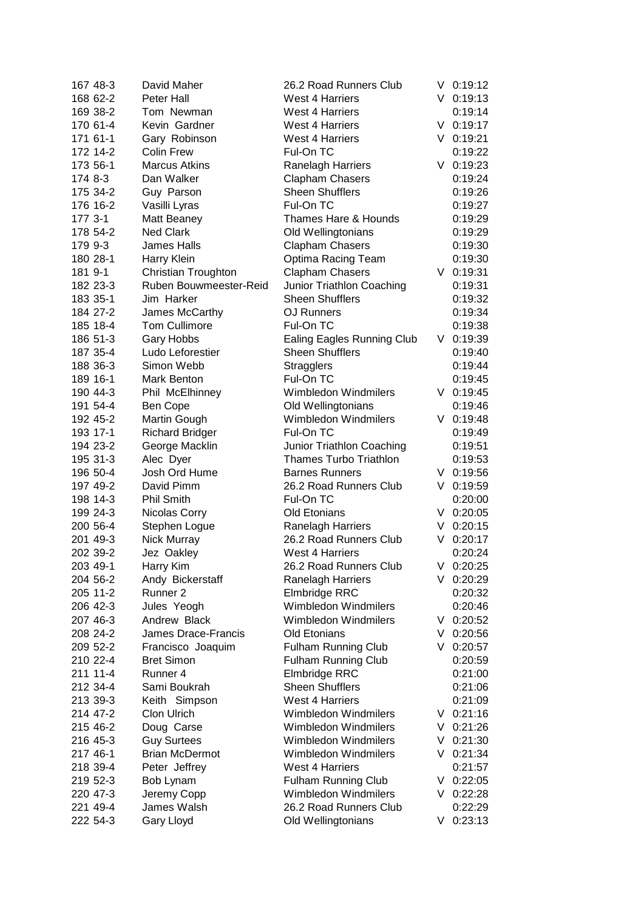| | | | | | |
|---|---|---|---|---|---|
| 167 | 48-3 | David Maher | 26.2 Road Runners Club | V | 0:19:12 |
| 168 | 62-2 | Peter Hall | West 4 Harriers | V | 0:19:13 |
| 169 | 38-2 | Tom Newman | West 4 Harriers | | 0:19:14 |
| 170 | 61-4 | Kevin Gardner | West 4 Harriers | V | 0:19:17 |
| 171 | 61-1 | Gary Robinson | West 4 Harriers | V | 0:19:21 |
| 172 | 14-2 | Colin Frew | Ful-On TC | | 0:19:22 |
| 173 | 56-1 | Marcus Atkins | Ranelagh Harriers | V | 0:19:23 |
| 174 | 8-3 | Dan Walker | Clapham Chasers | | 0:19:24 |
| 175 | 34-2 | Guy Parson | Sheen Shufflers | | 0:19:26 |
| 176 | 16-2 | Vasilli Lyras | Ful-On TC | | 0:19:27 |
| 177 | 3-1 | Matt Beaney | Thames Hare & Hounds | | 0:19:29 |
| 178 | 54-2 | Ned Clark | Old Wellingtonians | | 0:19:29 |
| 179 | 9-3 | James Halls | Clapham Chasers | | 0:19:30 |
| 180 | 28-1 | Harry Klein | Optima Racing Team | | 0:19:30 |
| 181 | 9-1 | Christian Troughton | Clapham Chasers | V | 0:19:31 |
| 182 | 23-3 | Ruben Bouwmeester-Reid | Junior Triathlon Coaching | | 0:19:31 |
| 183 | 35-1 | Jim Harker | Sheen Shufflers | | 0:19:32 |
| 184 | 27-2 | James McCarthy | OJ Runners | | 0:19:34 |
| 185 | 18-4 | Tom Cullimore | Ful-On TC | | 0:19:38 |
| 186 | 51-3 | Gary Hobbs | Ealing Eagles Running Club | V | 0:19:39 |
| 187 | 35-4 | Ludo Leforestier | Sheen Shufflers | | 0:19:40 |
| 188 | 36-3 | Simon Webb | Stragglers | | 0:19:44 |
| 189 | 16-1 | Mark Benton | Ful-On TC | | 0:19:45 |
| 190 | 44-3 | Phil McElhinney | Wimbledon Windmilers | V | 0:19:45 |
| 191 | 54-4 | Ben Cope | Old Wellingtonians | | 0:19:46 |
| 192 | 45-2 | Martin Gough | Wimbledon Windmilers | V | 0:19:48 |
| 193 | 17-1 | Richard Bridger | Ful-On TC | | 0:19:49 |
| 194 | 23-2 | George Macklin | Junior Triathlon Coaching | | 0:19:51 |
| 195 | 31-3 | Alec Dyer | Thames Turbo Triathlon | | 0:19:53 |
| 196 | 50-4 | Josh Ord Hume | Barnes Runners | V | 0:19:56 |
| 197 | 49-2 | David Pimm | 26.2 Road Runners Club | V | 0:19:59 |
| 198 | 14-3 | Phil Smith | Ful-On TC | | 0:20:00 |
| 199 | 24-3 | Nicolas Corry | Old Etonians | V | 0:20:05 |
| 200 | 56-4 | Stephen Logue | Ranelagh Harriers | V | 0:20:15 |
| 201 | 49-3 | Nick Murray | 26.2 Road Runners Club | V | 0:20:17 |
| 202 | 39-2 | Jez Oakley | West 4 Harriers | | 0:20:24 |
| 203 | 49-1 | Harry Kim | 26.2 Road Runners Club | V | 0:20:25 |
| 204 | 56-2 | Andy Bickerstaff | Ranelagh Harriers | V | 0:20:29 |
| 205 | 11-2 | Runner 2 | Elmbridge RRC | | 0:20:32 |
| 206 | 42-3 | Jules Yeogh | Wimbledon Windmilers | | 0:20:46 |
| 207 | 46-3 | Andrew Black | Wimbledon Windmilers | V | 0:20:52 |
| 208 | 24-2 | James Drace-Francis | Old Etonians | V | 0:20:56 |
| 209 | 52-2 | Francisco Joaquim | Fulham Running Club | V | 0:20:57 |
| 210 | 22-4 | Bret Simon | Fulham Running Club | | 0:20:59 |
| 211 | 11-4 | Runner 4 | Elmbridge RRC | | 0:21:00 |
| 212 | 34-4 | Sami Boukrah | Sheen Shufflers | | 0:21:06 |
| 213 | 39-3 | Keith Simpson | West 4 Harriers | | 0:21:09 |
| 214 | 47-2 | Clon Ulrich | Wimbledon Windmilers | V | 0:21:16 |
| 215 | 46-2 | Doug Carse | Wimbledon Windmilers | V | 0:21:26 |
| 216 | 45-3 | Guy Surtees | Wimbledon Windmilers | V | 0:21:30 |
| 217 | 46-1 | Brian McDermot | Wimbledon Windmilers | V | 0:21:34 |
| 218 | 39-4 | Peter Jeffrey | West 4 Harriers | | 0:21:57 |
| 219 | 52-3 | Bob Lynam | Fulham Running Club | V | 0:22:05 |
| 220 | 47-3 | Jeremy Copp | Wimbledon Windmilers | V | 0:22:28 |
| 221 | 49-4 | James Walsh | 26.2 Road Runners Club | | 0:22:29 |
| 222 | 54-3 | Gary Lloyd | Old Wellingtonians | V | 0:23:13 |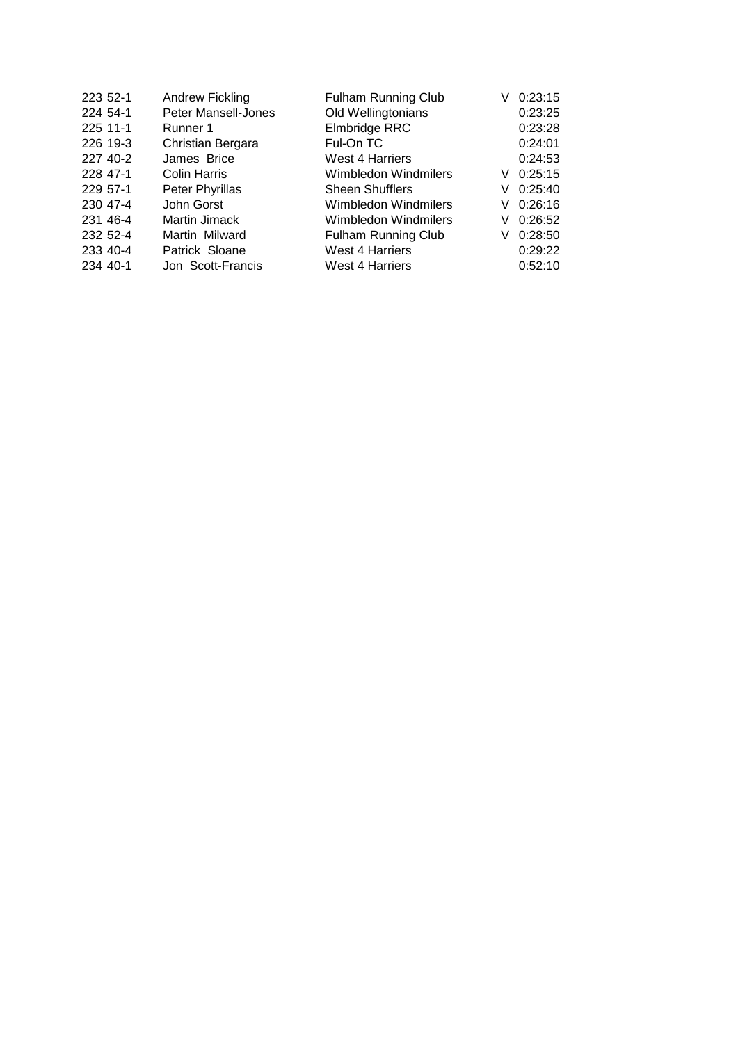| | | | | | |
|---|---|---|---|---|---|
| 223 | 52-1 | Andrew Fickling | Fulham Running Club | V | 0:23:15 |
| 224 | 54-1 | Peter Mansell-Jones | Old Wellingtonians | | 0:23:25 |
| 225 | 11-1 | Runner 1 | Elmbridge RRC | | 0:23:28 |
| 226 | 19-3 | Christian Bergara | Ful-On TC | | 0:24:01 |
| 227 | 40-2 | James Brice | West 4 Harriers | | 0:24:53 |
| 228 | 47-1 | Colin Harris | Wimbledon Windmilers | V | 0:25:15 |
| 229 | 57-1 | Peter Phyrillas | Sheen Shufflers | V | 0:25:40 |
| 230 | 47-4 | John Gorst | Wimbledon Windmilers | V | 0:26:16 |
| 231 | 46-4 | Martin Jimack | Wimbledon Windmilers | V | 0:26:52 |
| 232 | 52-4 | Martin Milward | Fulham Running Club | V | 0:28:50 |
| 233 | 40-4 | Patrick Sloane | West 4 Harriers | | 0:29:22 |
| 234 | 40-1 | Jon Scott-Francis | West 4 Harriers | | 0:52:10 |